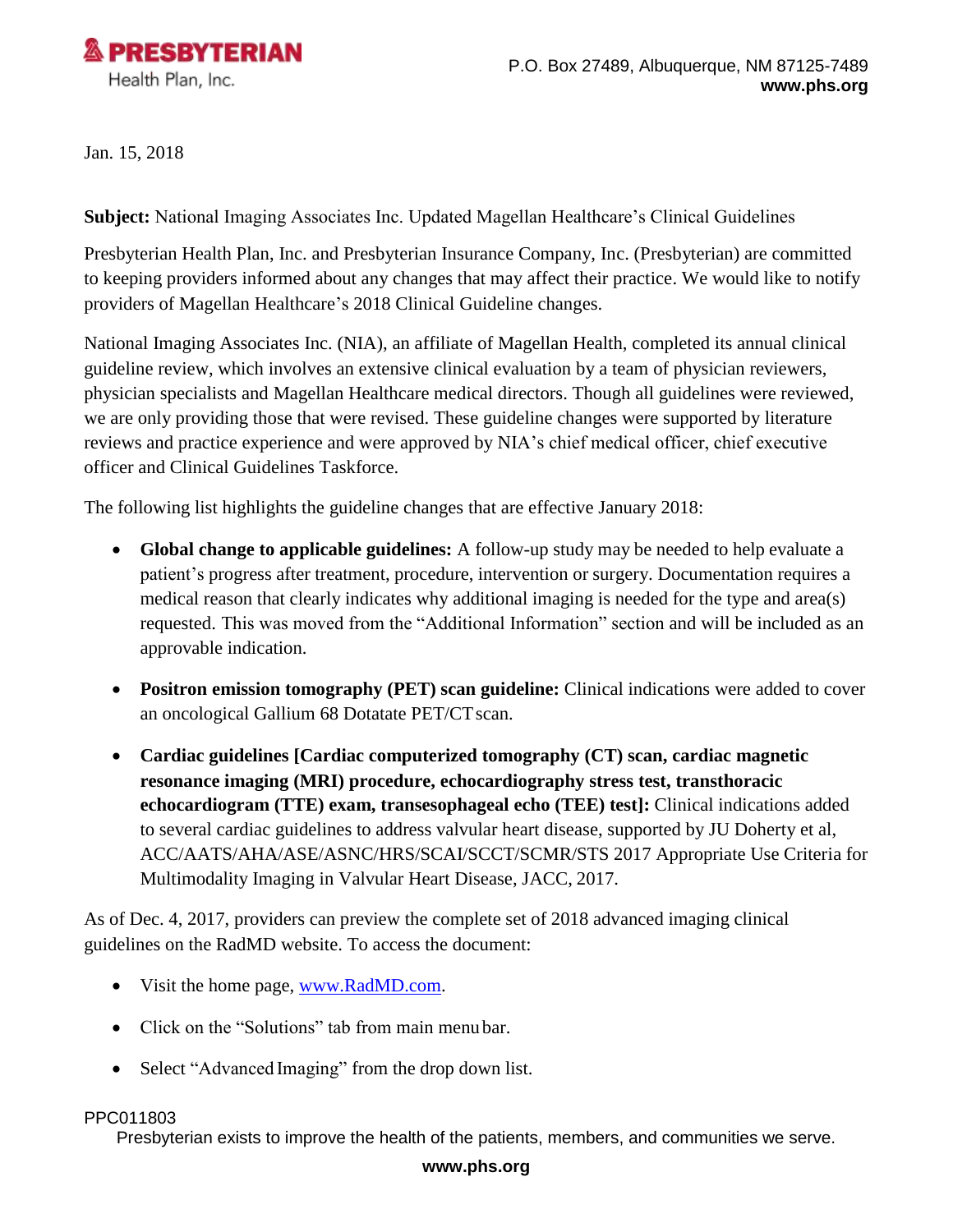**PRESBYTERIAN**
Health Plan, Inc.

P.O. Box 27489, Albuquerque, NM 87125-7489
**www.phs.org**

Jan. 15, 2018

**Subject:** National Imaging Associates Inc. Updated Magellan Healthcare's Clinical Guidelines

Presbyterian Health Plan, Inc. and Presbyterian Insurance Company, Inc. (Presbyterian) are committed to keeping providers informed about any changes that may affect their practice. We would like to notify providers of Magellan Healthcare's 2018 Clinical Guideline changes.

National Imaging Associates Inc. (NIA), an affiliate of Magellan Health, completed its annual clinical guideline review, which involves an extensive clinical evaluation by a team of physician reviewers, physician specialists and Magellan Healthcare medical directors. Though all guidelines were reviewed, we are only providing those that were revised. These guideline changes were supported by literature reviews and practice experience and were approved by NIA's chief medical officer, chief executive officer and Clinical Guidelines Taskforce.

The following list highlights the guideline changes that are effective January 2018:

- **Global change to applicable guidelines:** A follow-up study may be needed to help evaluate a patient's progress after treatment, procedure, intervention or surgery. Documentation requires a medical reason that clearly indicates why additional imaging is needed for the type and area(s) requested. This was moved from the "Additional Information" section and will be included as an approvable indication.

- **Positron emission tomography (PET) scan guideline:** Clinical indications were added to cover an oncological Gallium 68 Dotatate PET/CT scan.

- **Cardiac guidelines [Cardiac computerized tomography (CT) scan, cardiac magnetic resonance imaging (MRI) procedure, echocardiography stress test, transthoracic echocardiogram (TTE) exam, transesophageal echo (TEE) test]:** Clinical indications added to several cardiac guidelines to address valvular heart disease, supported by JU Doherty et al, ACC/AATS/AHA/ASE/ASNC/HRS/SCAI/SCCT/SCMR/STS 2017 Appropriate Use Criteria for Multimodality Imaging in Valvular Heart Disease, JACC, 2017.

As of Dec. 4, 2017, providers can preview the complete set of 2018 advanced imaging clinical guidelines on the RadMD website. To access the document:

- Visit the home page, www.RadMD.com.
- Click on the "Solutions" tab from main menu bar.
- Select "Advanced Imaging" from the drop down list.

PPC011803

Presbyterian exists to improve the health of the patients, members, and communities we serve.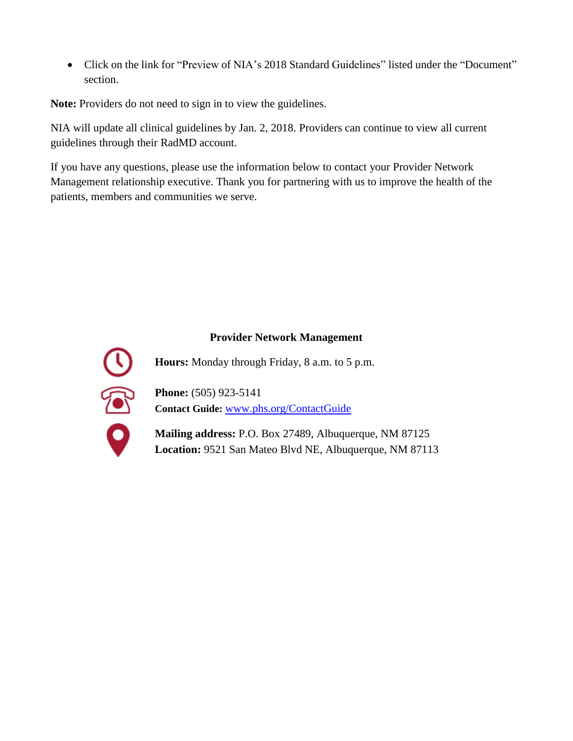- Click on the link for "Preview of NIA's 2018 Standard Guidelines" listed under the "Document" section.

**Note:** Providers do not need to sign in to view the guidelines.

NIA will update all clinical guidelines by Jan. 2, 2018. Providers can continue to view all current guidelines through their RadMD account.

If you have any questions, please use the information below to contact your Provider Network Management relationship executive. Thank you for partnering with us to improve the health of the patients, members and communities we serve.

**Provider Network Management**

**Hours:** Monday through Friday, 8 a.m. to 5 p.m.

**Phone:** (505) 923-5141
**Contact Guide:** [www.phs.org/ContactGuide](www.phs.org/ContactGuide)

**Mailing address:** P.O. Box 27489, Albuquerque, NM 87125
**Location:** 9521 San Mateo Blvd NE, Albuquerque, NM 87113